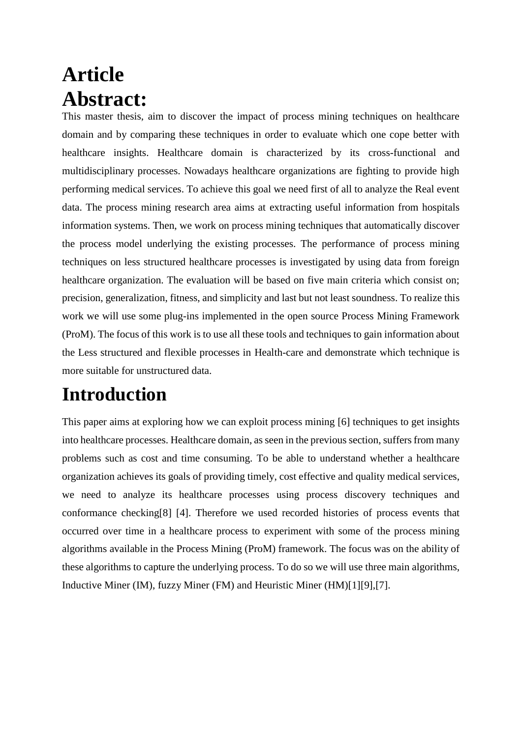# Article

## Abstract:

This master thesis, aim to discover the impact of process mining techniques on healthcare domain and by comparing these techniques in order to evaluate which one cope better with healthcare insights. Healthcare domain is characterized by its cross-functional and multidisciplinary processes. Nowadays healthcare organizations are fighting to provide high performing medical services. To achieve this goal we need first of all to analyze the Real event data. The process mining research area aims at extracting useful information from hospitals information systems. Then, we work on process mining techniques that automatically discover the process model underlying the existing processes. The performance of process mining techniques on less structured healthcare processes is investigated by using data from foreign healthcare organization. The evaluation will be based on five main criteria which consist on; precision, generalization, fitness, and simplicity and last but not least soundness. To realize this work we will use some plug-ins implemented in the open source Process Mining Framework (ProM). The focus of this work is to use all these tools and techniques to gain information about the Less structured and flexible processes in Health-care and demonstrate which technique is more suitable for unstructured data.

# Introduction

This paper aims at exploring how we can exploit process mining [6] techniques to get insights into healthcare processes. Healthcare domain, as seen in the previous section, suffers from many problems such as cost and time consuming. To be able to understand whether a healthcare organization achieves its goals of providing timely, cost effective and quality medical services, we need to analyze its healthcare processes using process discovery techniques and conformance checking[8] [4]. Therefore we used recorded histories of process events that occurred over time in a healthcare process to experiment with some of the process mining algorithms available in the Process Mining (ProM) framework. The focus was on the ability of these algorithms to capture the underlying process. To do so we will use three main algorithms, Inductive Miner (IM), fuzzy Miner (FM) and Heuristic Miner (HM)[1][9],[7].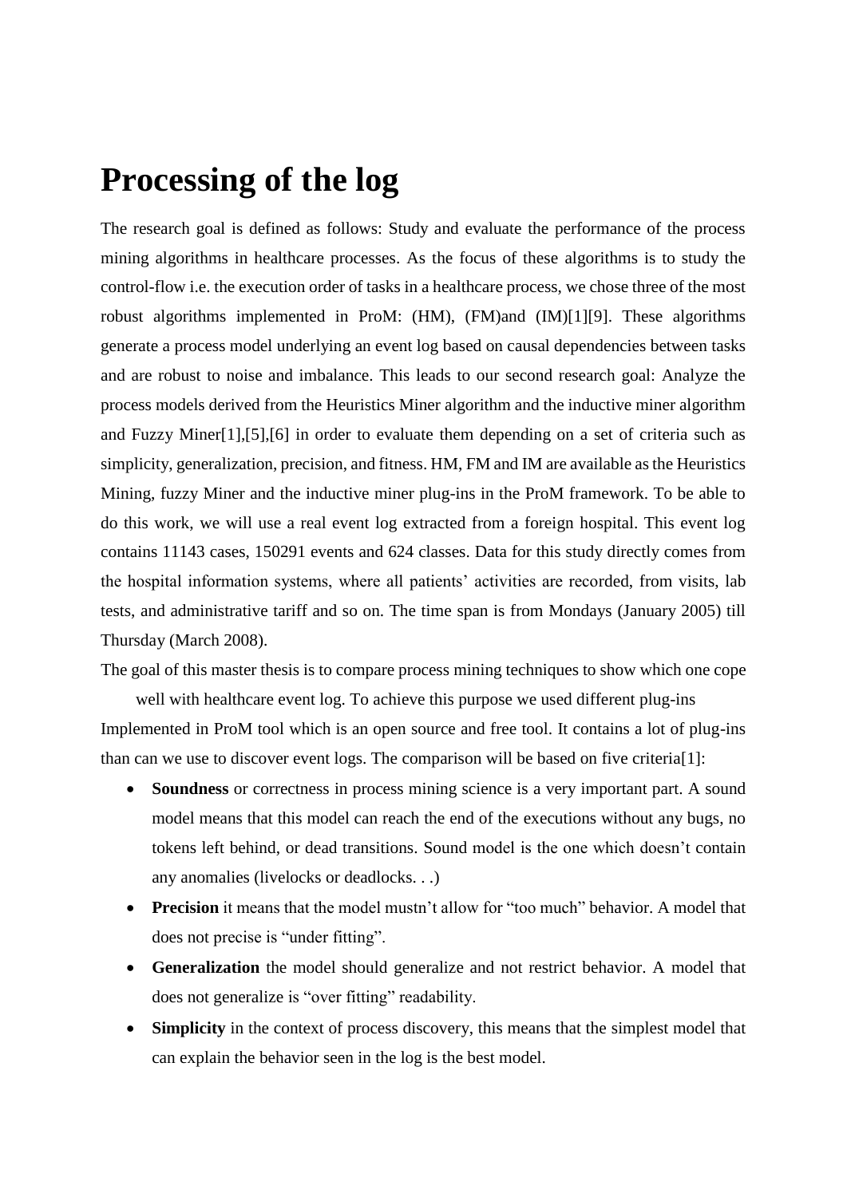# Processing of the log

The research goal is defined as follows: Study and evaluate the performance of the process mining algorithms in healthcare processes. As the focus of these algorithms is to study the control-flow i.e. the execution order of tasks in a healthcare process, we chose three of the most robust algorithms implemented in ProM: (HM), (FM)and (IM)[1][9]. These algorithms generate a process model underlying an event log based on causal dependencies between tasks and are robust to noise and imbalance. This leads to our second research goal: Analyze the process models derived from the Heuristics Miner algorithm and the inductive miner algorithm and Fuzzy Miner[1],[5],[6] in order to evaluate them depending on a set of criteria such as simplicity, generalization, precision, and fitness. HM, FM and IM are available as the Heuristics Mining, fuzzy Miner and the inductive miner plug-ins in the ProM framework. To be able to do this work, we will use a real event log extracted from a foreign hospital. This event log contains 11143 cases, 150291 events and 624 classes. Data for this study directly comes from the hospital information systems, where all patients' activities are recorded, from visits, lab tests, and administrative tariff and so on. The time span is from Mondays (January 2005) till Thursday (March 2008).

The goal of this master thesis is to compare process mining techniques to show which one cope well with healthcare event log. To achieve this purpose we used different plug-ins Implemented in ProM tool which is an open source and free tool. It contains a lot of plug-ins than can we use to discover event logs. The comparison will be based on five criteria[1]:

- **Soundness** or correctness in process mining science is a very important part. A sound model means that this model can reach the end of the executions without any bugs, no tokens left behind, or dead transitions. Sound model is the one which doesn't contain any anomalies (livelocks or deadlocks. . .)
- **Precision** it means that the model mustn't allow for "too much" behavior. A model that does not precise is "under fitting".
- **Generalization** the model should generalize and not restrict behavior. A model that does not generalize is "over fitting" readability.
- **Simplicity** in the context of process discovery, this means that the simplest model that can explain the behavior seen in the log is the best model.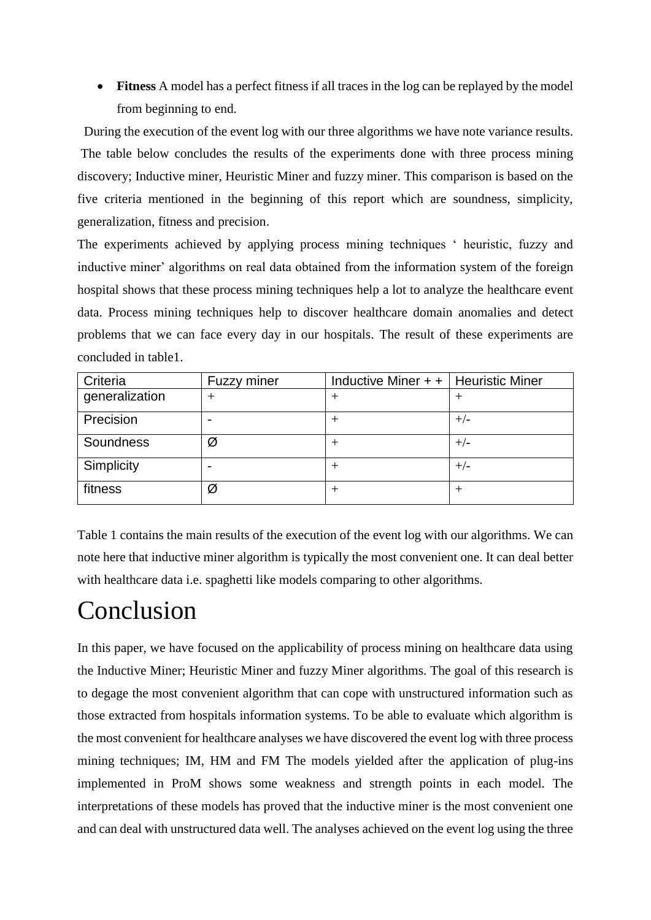- **Fitness** A model has a perfect fitness if all traces in the log can be replayed by the model from beginning to end.

During the execution of the event log with our three algorithms we have note variance results. The table below concludes the results of the experiments done with three process mining discovery; Inductive miner, Heuristic Miner and fuzzy miner. This comparison is based on the five criteria mentioned in the beginning of this report which are soundness, simplicity, generalization, fitness and precision.

The experiments achieved by applying process mining techniques ' heuristic, fuzzy and inductive miner' algorithms on real data obtained from the information system of the foreign hospital shows that these process mining techniques help a lot to analyze the healthcare event data. Process mining techniques help to discover healthcare domain anomalies and detect problems that we can face every day in our hospitals. The result of these experiments are concluded in table1.

| Criteria | Fuzzy miner | Inductive Miner + + | Heuristic Miner |
|---|---|---|---|
| generalization | + | + | + |
| Precision | - | + | +/- |
| Soundness | Ø | + | +/- |
| Simplicity | - | + | +/- |
| fitness | Ø | + | + |

Table 1 contains the main results of the execution of the event log with our algorithms. We can note here that inductive miner algorithm is typically the most convenient one. It can deal better with healthcare data i.e. spaghetti like models comparing to other algorithms.

# Conclusion

In this paper, we have focused on the applicability of process mining on healthcare data using the Inductive Miner; Heuristic Miner and fuzzy Miner algorithms. The goal of this research is to degage the most convenient algorithm that can cope with unstructured information such as those extracted from hospitals information systems. To be able to evaluate which algorithm is the most convenient for healthcare analyses we have discovered the event log with three process mining techniques; IM, HM and FM The models yielded after the application of plug-ins implemented in ProM shows some weakness and strength points in each model. The interpretations of these models has proved that the inductive miner is the most convenient one and can deal with unstructured data well. The analyses achieved on the event log using the three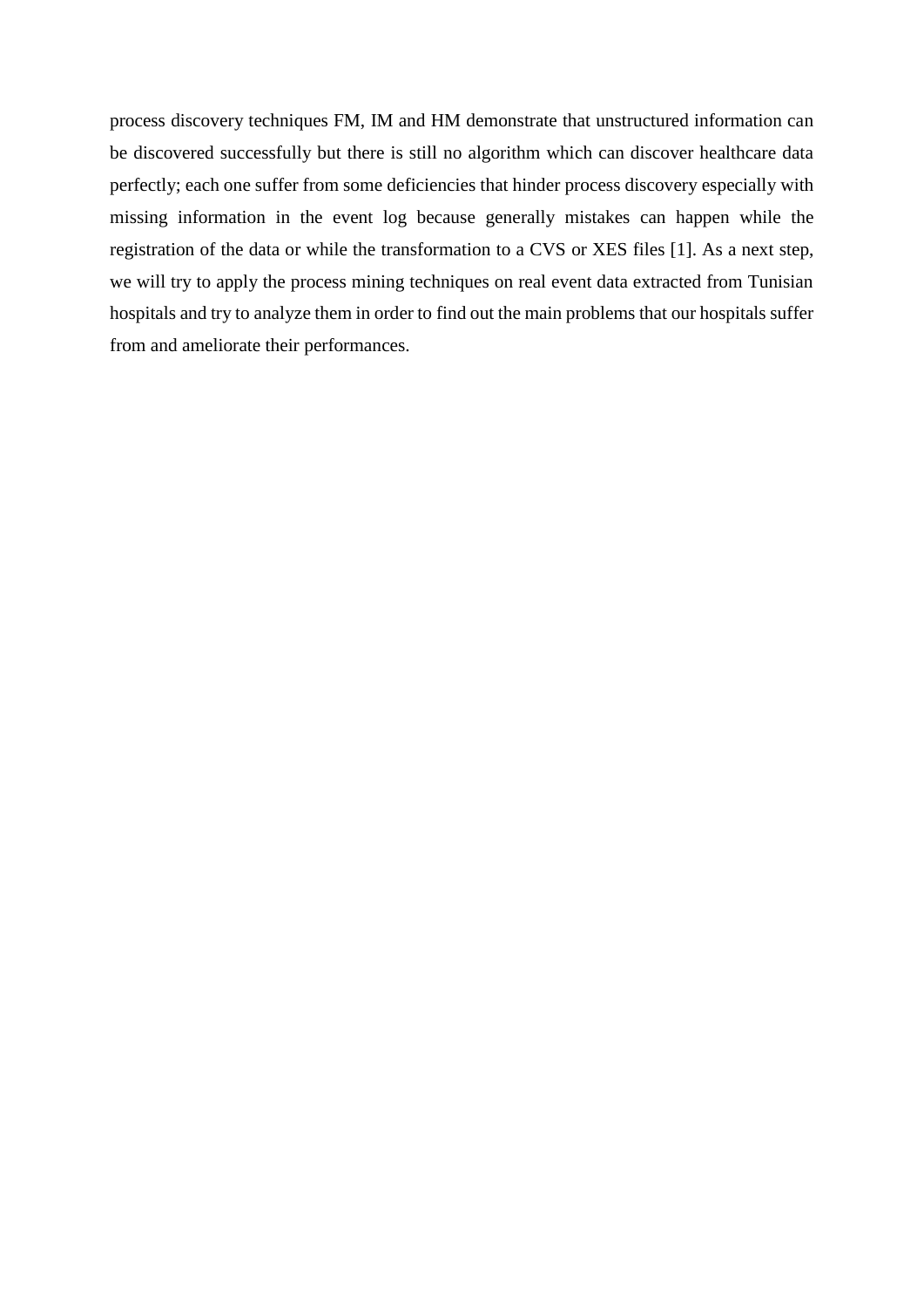process discovery techniques FM, IM and HM demonstrate that unstructured information can be discovered successfully but there is still no algorithm which can discover healthcare data perfectly; each one suffer from some deficiencies that hinder process discovery especially with missing information in the event log because generally mistakes can happen while the registration of the data or while the transformation to a CVS or XES files [1]. As a next step, we will try to apply the process mining techniques on real event data extracted from Tunisian hospitals and try to analyze them in order to find out the main problems that our hospitals suffer from and ameliorate their performances.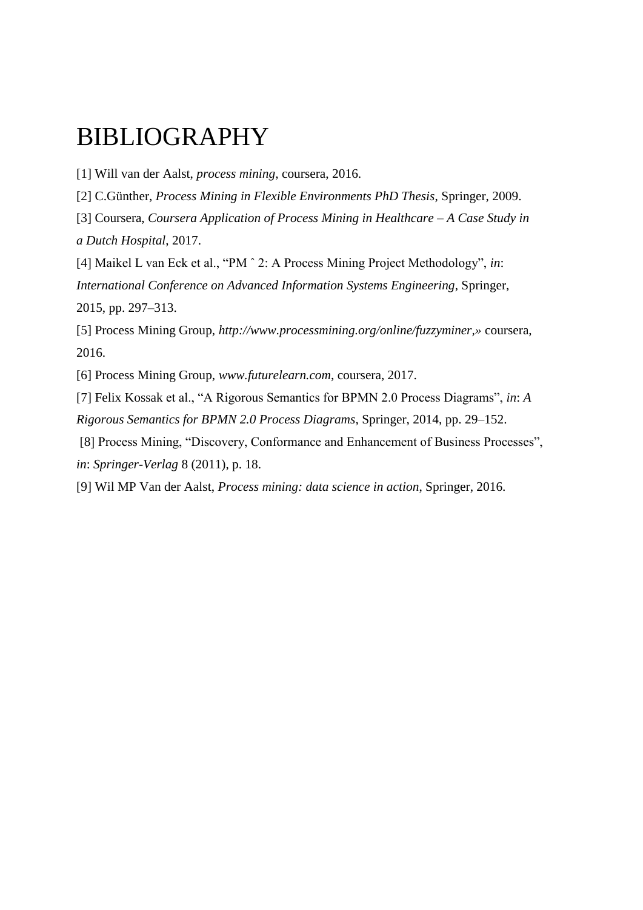# BIBLIOGRAPHY

[1] Will van der Aalst, *process mining*, coursera, 2016.

[2] C.Günther, *Process Mining in Flexible Environments PhD Thesis*, Springer, 2009.

[3] Coursera, *Coursera Application of Process Mining in Healthcare – A Case Study in a Dutch Hospital*, 2017.

[4] Maikel L van Eck et al., "PM ˆ 2: A Process Mining Project Methodology", *in*: *International Conference on Advanced Information Systems Engineering*, Springer, 2015, pp. 297–313.

[5] Process Mining Group, *http://www.processmining.org/online/fuzzyminer,»* coursera, 2016.

[6] Process Mining Group, *www.futurelearn.com*, coursera, 2017.

[7] Felix Kossak et al., "A Rigorous Semantics for BPMN 2.0 Process Diagrams", *in*: *A Rigorous Semantics for BPMN 2.0 Process Diagrams*, Springer, 2014, pp. 29–152.

[8] Process Mining, "Discovery, Conformance and Enhancement of Business Processes", *in*: *Springer-Verlag* 8 (2011), p. 18.

[9] Wil MP Van der Aalst, *Process mining: data science in action*, Springer, 2016.